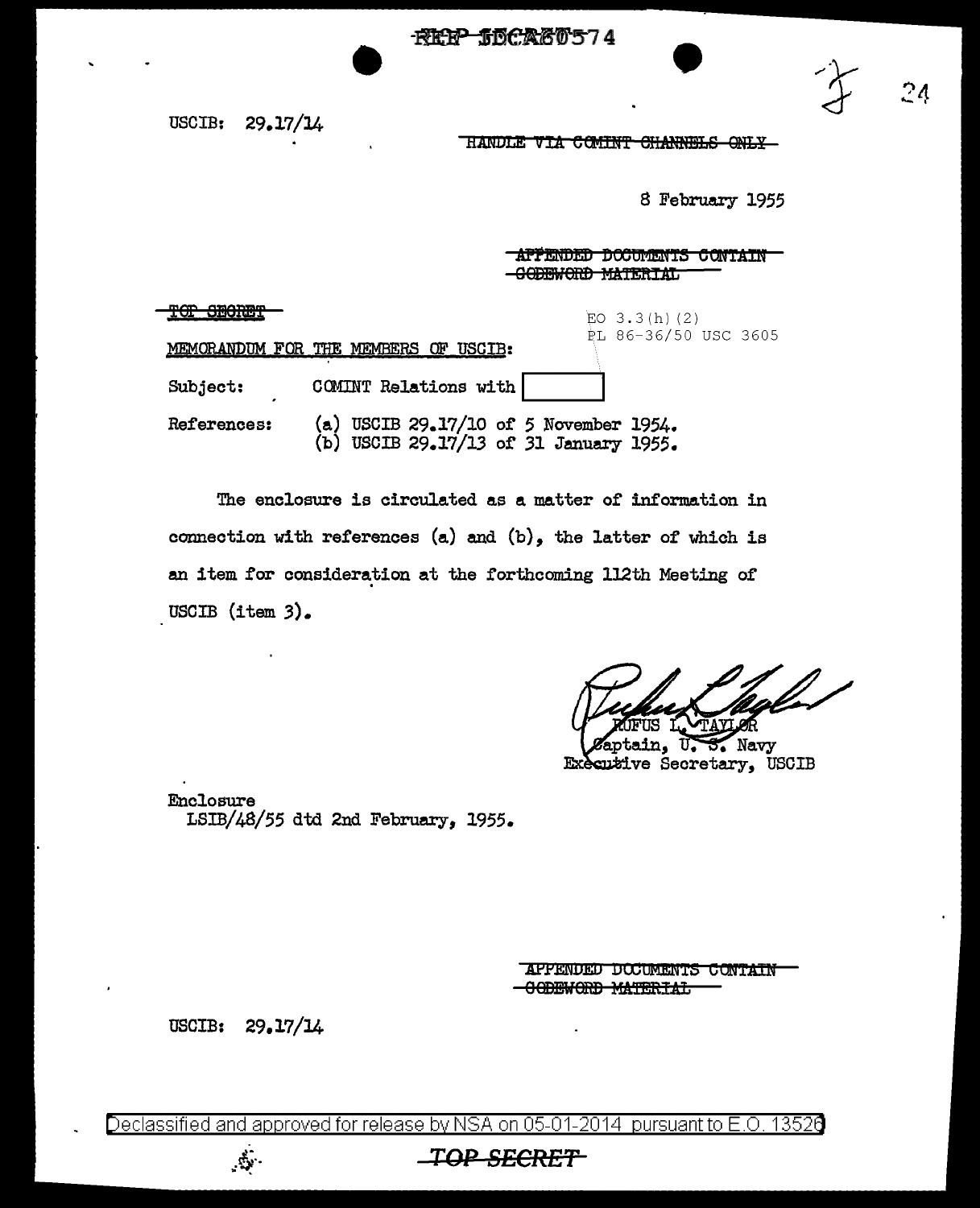~~REF SECRET~~ 574

USCIB: 29.17/14

~~HANDLE VIA COMINT CHANNELS ONLY~~

8 February 1955

~~APPENDED DOCUMENTS CONTAIN CODEWORD MATERIAL~~

~~TOP SECRET~~

EO 3.3(h)(2)
PL 86-36/50 USC 3605

MEMORANDUM FOR THE MEMBERS OF USCIB:

Subject: COMINT Relations with [ ]

References: (a) USCIB 29.17/10 of 5 November 1954.
(b) USCIB 29.17/13 of 31 January 1955.

The enclosure is circulated as a matter of information in connection with references (a) and (b), the latter of which is an item for consideration at the forthcoming 112th Meeting of USCIB (item 3).

RUFUS L. TAYLOR
Captain, U. S. Navy
Executive Secretary, USCIB

Enclosure
LSIB/48/55 dtd 2nd February, 1955.

~~APPENDED DOCUMENTS CONTAIN CODEWORD MATERIAL~~

USCIB: 29.17/14

Declassified and approved for release by NSA on 05-01-2014 pursuant to E.O. 13526

~~TOP SECRET~~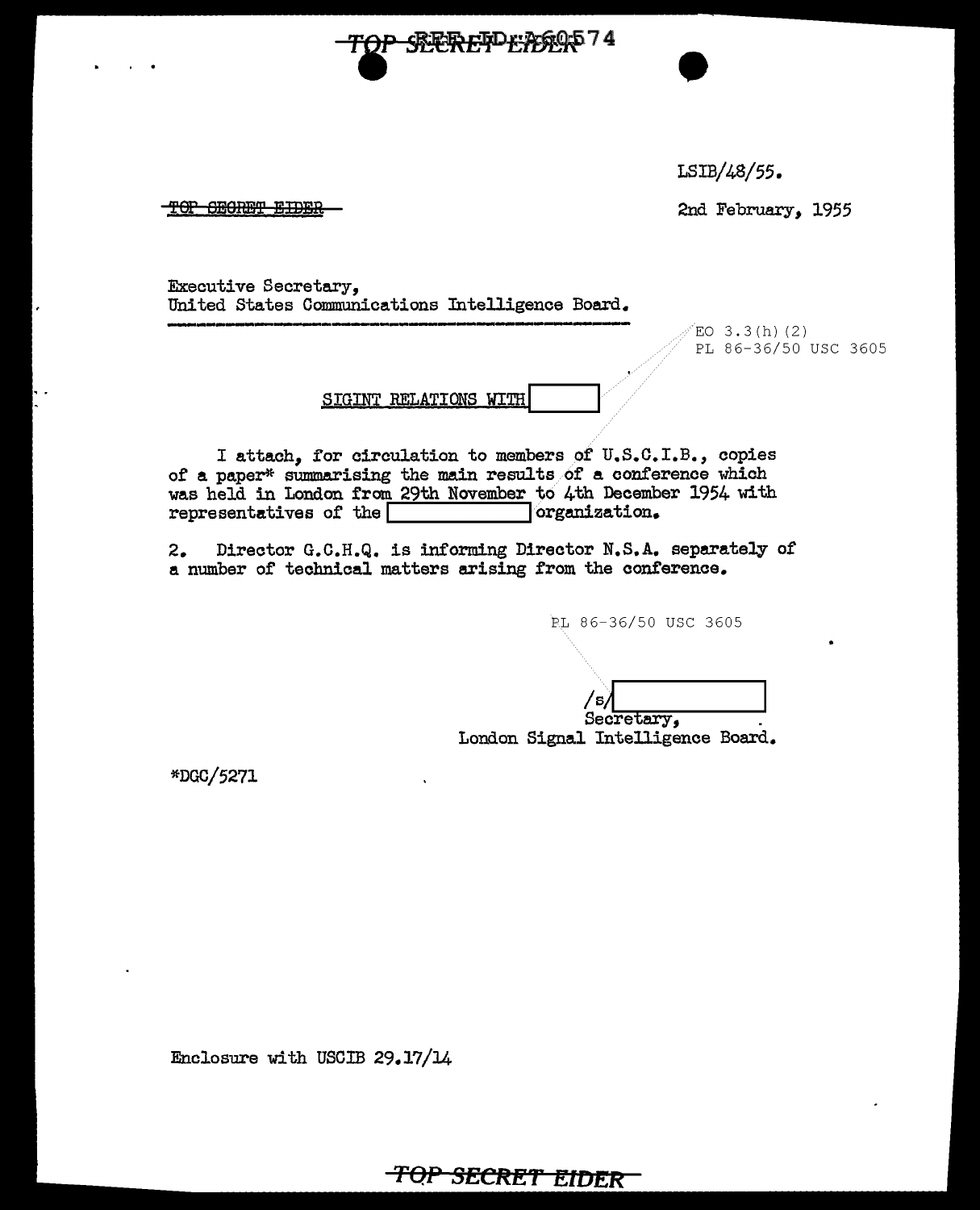TOP SECRET EIDER

LSIB/48/55.

~~TOP SECRET EIDER~~

2nd February, 1955

Executive Secretary,
United States Communications Intelligence Board.

EO 3.3(h)(2)
PL 86-36/50 USC 3605

SIGINT RELATIONS WITH [ ]

I attach, for circulation to members of U.S.C.I.B., copies of a paper* summarising the main results of a conference which was held in London from 29th November to 4th December 1954 with representatives of the [ ] organization.

2. Director G.C.H.Q. is informing Director N.S.A. separately of a number of technical matters arising from the conference.

PL 86-36/50 USC 3605

/s/[ ]
Secretary,
London Signal Intelligence Board.

*DGC/5271

Enclosure with USCIB 29.17/14

TOP SECRET EIDER